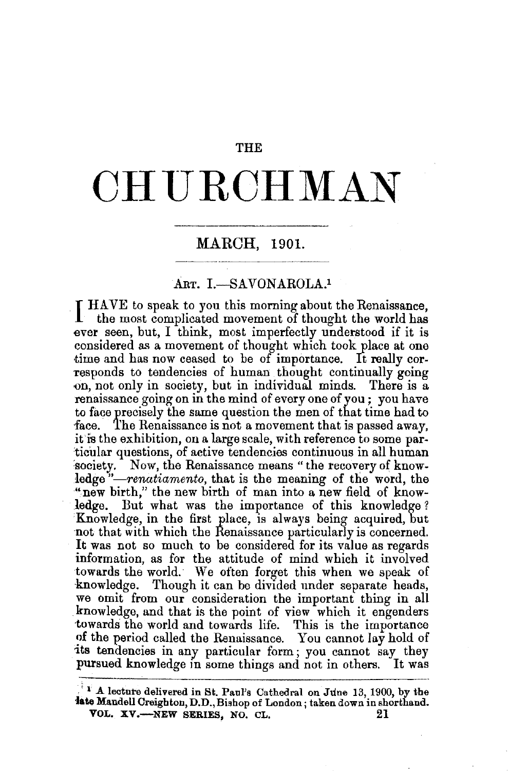# THE CHURCHMAN

## MARCH, 1901.

### ART. I.—SAVONAROLA.[1]

I HAVE to speak to you this morning about the Renaissance, the most complicated movement of thought the world has ever seen, but, I think, most imperfectly understood if it is considered as a movement of thought which took place at one time and has now ceased to be of importance. It really corresponds to tendencies of human thought continually going on, not only in society, but in individual minds. There is a renaissance going on in the mind of every one of you; you have to face precisely the same question the men of that time had to face. The Renaissance is not a movement that is passed away, it is the exhibition, on a large scale, with reference to some particular questions, of active tendencies continuous in all human society. Now, the Renaissance means "the recovery of knowledge"—*renatiamento*, that is the meaning of the word, the "new birth," the new birth of man into a new field of knowledge. But what was the importance of this knowledge? Knowledge, in the first place, is always being acquired, but not that with which the Renaissance particularly is concerned. It was not so much to be considered for its value as regards information, as for the attitude of mind which it involved towards the world. We often forget this when we speak of knowledge. Though it can be divided under separate heads, we omit from our consideration the important thing in all knowledge, and that is the point of view which it engenders towards the world and towards life. This is the importance of the period called the Renaissance. You cannot lay hold of its tendencies in any particular form; you cannot say they pursued knowledge in some things and not in others. It was

---

[1] A lecture delivered in St. Paul's Cathedral on June 13, 1900, by the late Mandell Creighton, D.D., Bishop of London; taken down in shorthand.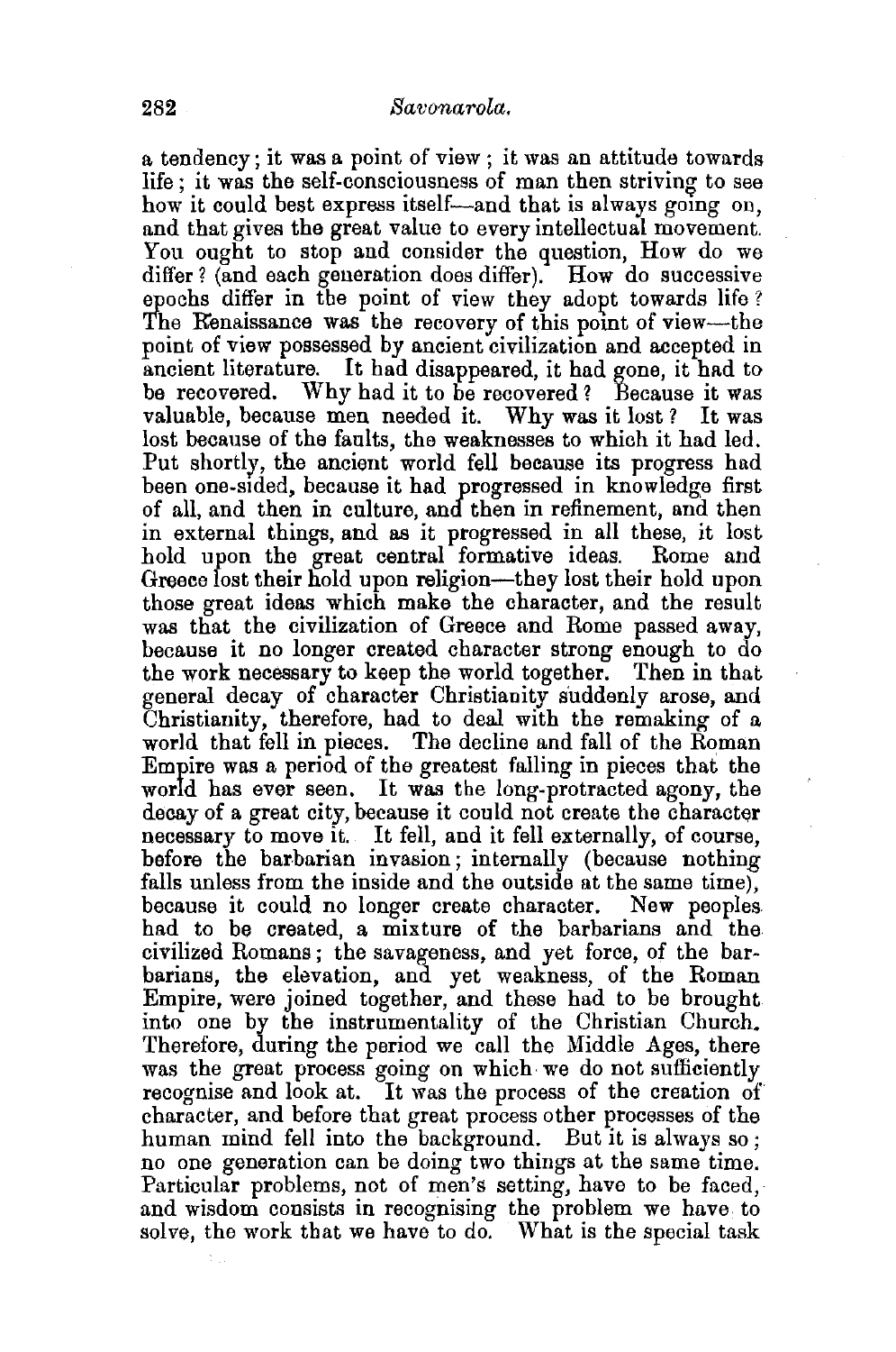a tendency; it was a point of view; it was an attitude towards life; it was the self-consciousness of man then striving to see how it could best express itself—and that is always going on, and that gives the great value to every intellectual movement. You ought to stop and consider the question, How do we differ? (and each generation does differ). How do successive epochs differ in the point of view they adopt towards life? The Renaissance was the recovery of this point of view—the point of view possessed by ancient civilization and accepted in ancient literature. It had disappeared, it had gone, it had to be recovered. Why had it to be recovered? Because it was valuable, because men needed it. Why was it lost? It was lost because of the faults, the weaknesses to which it had led. Put shortly, the ancient world fell because its progress had been one-sided, because it had progressed in knowledge first of all, and then in culture, and then in refinement, and then in external things, and as it progressed in all these, it lost hold upon the great central formative ideas. Rome and Greece lost their hold upon religion—they lost their hold upon those great ideas which make the character, and the result was that the civilization of Greece and Rome passed away, because it no longer created character strong enough to do the work necessary to keep the world together. Then in that general decay of character Christianity suddenly arose, and Christianity, therefore, had to deal with the remaking of a world that fell in pieces. The decline and fall of the Roman Empire was a period of the greatest falling in pieces that the world has ever seen. It was the long-protracted agony, the decay of a great city, because it could not create the character necessary to move it. It fell, and it fell externally, of course, before the barbarian invasion; internally (because nothing falls unless from the inside and the outside at the same time), because it could no longer create character. New peoples had to be created, a mixture of the barbarians and the civilized Romans; the savageness, and yet force, of the barbarians, the elevation, and yet weakness, of the Roman Empire, were joined together, and these had to be brought into one by the instrumentality of the Christian Church. Therefore, during the period we call the Middle Ages, there was the great process going on which we do not sufficiently recognise and look at. It was the process of the creation of character, and before that great process other processes of the human mind fell into the background. But it is always so; no one generation can be doing two things at the same time. Particular problems, not of men's setting, have to be faced, and wisdom consists in recognising the problem we have to solve, the work that we have to do. What is the special task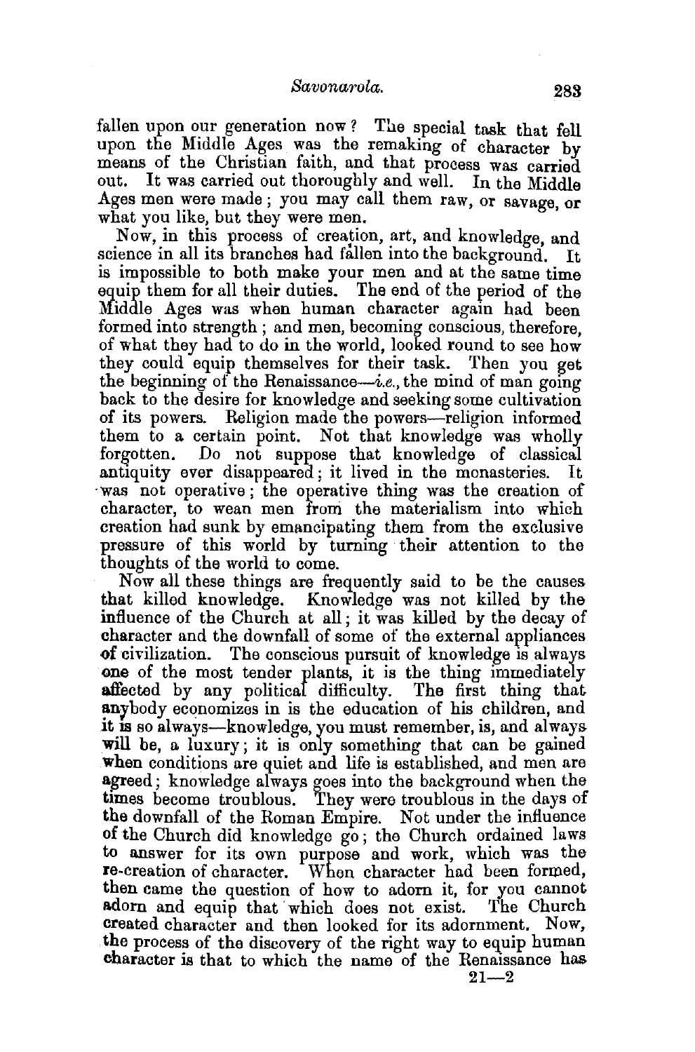fallen upon our generation now? The special task that fell upon the Middle Ages was the remaking of character by means of the Christian faith, and that process was carried out. It was carried out thoroughly and well. In the Middle Ages men were made; you may call them raw, or savage, or what you like, but they were men.

Now, in this process of creation, art, and knowledge, and science in all its branches had fallen into the background. It is impossible to both make your men and at the same time equip them for all their duties. The end of the period of the Middle Ages was when human character again had been formed into strength; and men, becoming conscious, therefore, of what they had to do in the world, looked round to see how they could equip themselves for their task. Then you get the beginning of the Renaissance—*i.e.*, the mind of man going back to the desire for knowledge and seeking some cultivation of its powers. Religion made the powers—religion informed them to a certain point. Not that knowledge was wholly forgotten. Do not suppose that knowledge of classical antiquity ever disappeared; it lived in the monasteries. It was not operative; the operative thing was the creation of character, to wean men from the materialism into which creation had sunk by emancipating them from the exclusive pressure of this world by turning their attention to the thoughts of the world to come.

Now all these things are frequently said to be the causes that killed knowledge. Knowledge was not killed by the influence of the Church at all; it was killed by the decay of character and the downfall of some of the external appliances of civilization. The conscious pursuit of knowledge is always one of the most tender plants, it is the thing immediately affected by any political difficulty. The first thing that anybody economizes in is the education of his children, and it is so always—knowledge, you must remember, is, and always will be, a luxury; it is only something that can be gained when conditions are quiet and life is established, and men are agreed; knowledge always goes into the background when the times become troublous. They were troublous in the days of the downfall of the Roman Empire. Not under the influence of the Church did knowledge go; the Church ordained laws to answer for its own purpose and work, which was the re-creation of character. When character had been formed, then came the question of how to adorn it, for you cannot adorn and equip that which does not exist. The Church created character and then looked for its adornment. Now, the process of the discovery of the right way to equip human character is that to which the name of the Renaissance has

21—2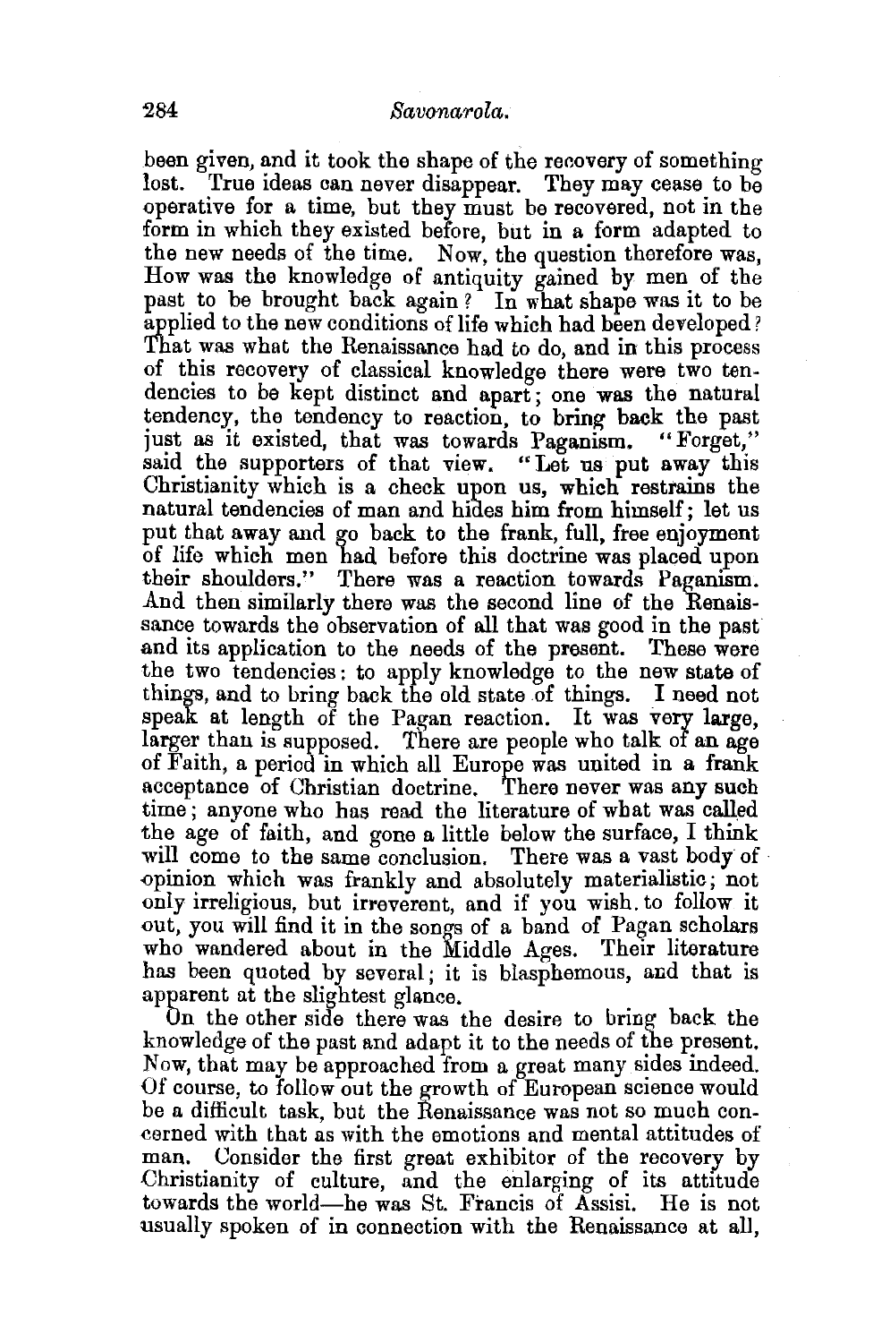been given, and it took the shape of the recovery of something lost. True ideas can never disappear. They may cease to be operative for a time, but they must be recovered, not in the form in which they existed before, but in a form adapted to the new needs of the time. Now, the question therefore was, How was the knowledge of antiquity gained by men of the past to be brought back again? In what shape was it to be applied to the new conditions of life which had been developed? That was what the Renaissance had to do, and in this process of this recovery of classical knowledge there were two tendencies to be kept distinct and apart; one was the natural tendency, the tendency to reaction, to bring back the past just as it existed, that was towards Paganism. "Forget," said the supporters of that view. "Let us put away this Christianity which is a check upon us, which restrains the natural tendencies of man and hides him from himself; let us put that away and go back to the frank, full, free enjoyment of life which men had before this doctrine was placed upon their shoulders." There was a reaction towards Paganism. And then similarly there was the second line of the Renaissance towards the observation of all that was good in the past and its application to the needs of the present. These were the two tendencies: to apply knowledge to the new state of things, and to bring back the old state of things. I need not speak at length of the Pagan reaction. It was very large, larger than is supposed. There are people who talk of an age of Faith, a period in which all Europe was united in a frank acceptance of Christian doctrine. There never was any such time; anyone who has read the literature of what was called the age of faith, and gone a little below the surface, I think will come to the same conclusion. There was a vast body of opinion which was frankly and absolutely materialistic; not only irreligious, but irreverent, and if you wish to follow it out, you will find it in the songs of a band of Pagan scholars who wandered about in the Middle Ages. Their literature has been quoted by several; it is blasphemous, and that is apparent at the slightest glance.

On the other side there was the desire to bring back the knowledge of the past and adapt it to the needs of the present. Now, that may be approached from a great many sides indeed. Of course, to follow out the growth of European science would be a difficult task, but the Renaissance was not so much concerned with that as with the emotions and mental attitudes of man. Consider the first great exhibitor of the recovery by Christianity of culture, and the enlarging of its attitude towards the world—he was St. Francis of Assisi. He is not usually spoken of in connection with the Renaissance at all,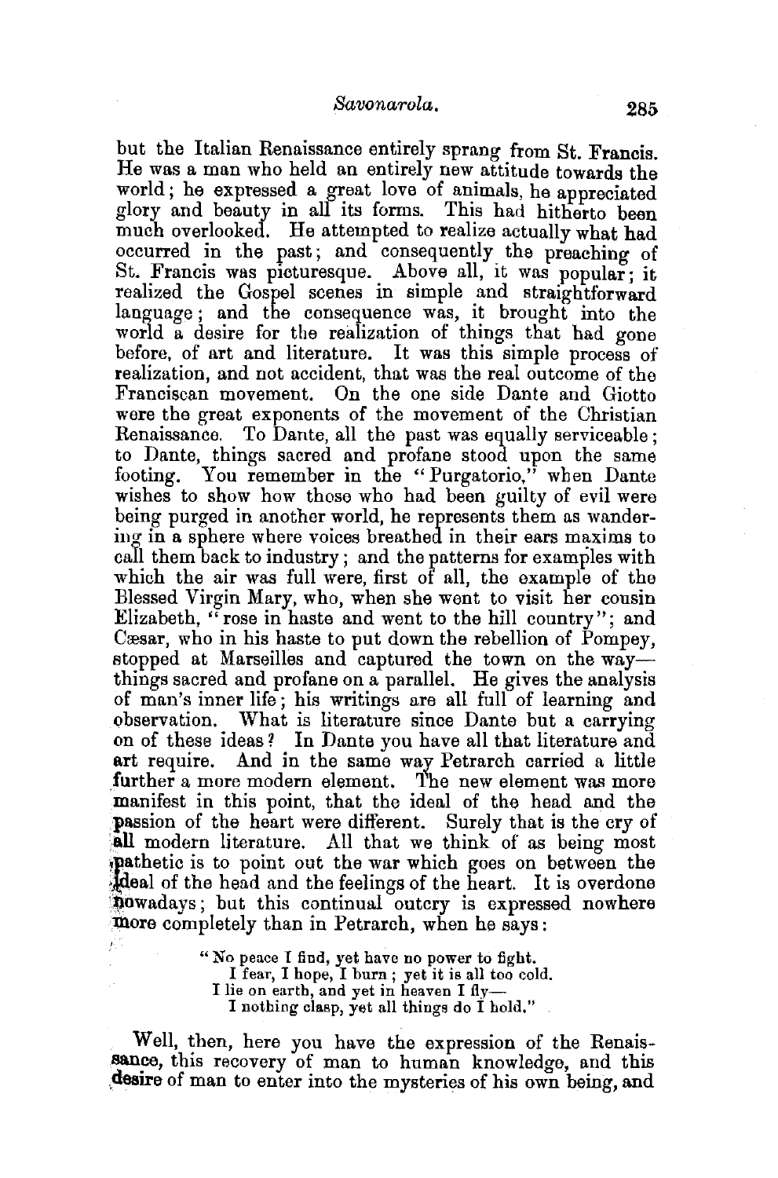but the Italian Renaissance entirely sprang from St. Francis. He was a man who held an entirely new attitude towards the world; he expressed a great love of animals, he appreciated glory and beauty in all its forms. This had hitherto been much overlooked. He attempted to realize actually what had occurred in the past; and consequently the preaching of St. Francis was picturesque. Above all, it was popular; it realized the Gospel scenes in simple and straightforward language; and the consequence was, it brought into the world a desire for the realization of things that had gone before, of art and literature. It was this simple process of realization, and not accident, that was the real outcome of the Franciscan movement. On the one side Dante and Giotto were the great exponents of the movement of the Christian Renaissance. To Dante, all the past was equally serviceable; to Dante, things sacred and profane stood upon the same footing. You remember in the "Purgatorio," when Dante wishes to show how those who had been guilty of evil were being purged in another world, he represents them as wandering in a sphere where voices breathed in their ears maxims to call them back to industry; and the patterns for examples with which the air was full were, first of all, the example of the Blessed Virgin Mary, who, when she went to visit her cousin Elizabeth, "rose in haste and went to the hill country"; and Cæsar, who in his haste to put down the rebellion of Pompey, stopped at Marseilles and captured the town on the way—things sacred and profane on a parallel. He gives the analysis of man's inner life; his writings are all full of learning and observation. What is literature since Dante but a carrying on of these ideas? In Dante you have all that literature and art require. And in the same way Petrarch carried a little further a more modern element. The new element was more manifest in this point, that the ideal of the head and the passion of the heart were different. Surely that is the cry of all modern literature. All that we think of as being most pathetic is to point out the war which goes on between the ideal of the head and the feelings of the heart. It is overdone nowadays; but this continual outcry is expressed nowhere more completely than in Petrarch, when he says:

> "No peace I find, yet have no power to fight.
> I fear, I hope, I burn; yet it is all too cold.
> I lie on earth, and yet in heaven I fly—
> I nothing clasp, yet all things do I hold."

Well, then, here you have the expression of the Renaissance, this recovery of man to human knowledge, and this desire of man to enter into the mysteries of his own being, and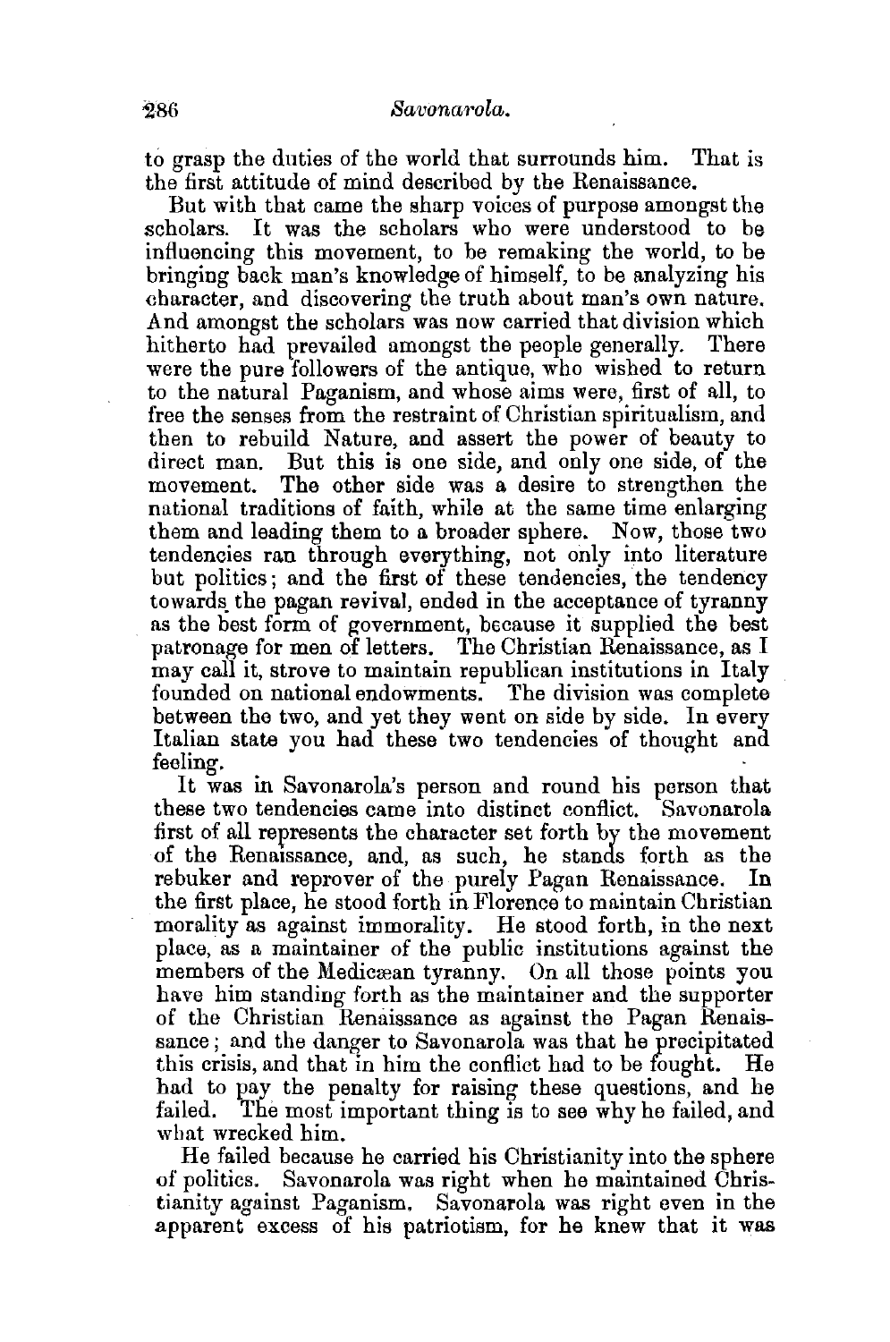to grasp the duties of the world that surrounds him. That is the first attitude of mind described by the Renaissance.

But with that came the sharp voices of purpose amongst the scholars. It was the scholars who were understood to be influencing this movement, to be remaking the world, to be bringing back man's knowledge of himself, to be analyzing his character, and discovering the truth about man's own nature. And amongst the scholars was now carried that division which hitherto had prevailed amongst the people generally. There were the pure followers of the antique, who wished to return to the natural Paganism, and whose aims were, first of all, to free the senses from the restraint of Christian spiritualism, and then to rebuild Nature, and assert the power of beauty to direct man. But this is one side, and only one side, of the movement. The other side was a desire to strengthen the national traditions of faith, while at the same time enlarging them and leading them to a broader sphere. Now, those two tendencies ran through everything, not only into literature but politics; and the first of these tendencies, the tendency towards the pagan revival, ended in the acceptance of tyranny as the best form of government, because it supplied the best patronage for men of letters. The Christian Renaissance, as I may call it, strove to maintain republican institutions in Italy founded on national endowments. The division was complete between the two, and yet they went on side by side. In every Italian state you had these two tendencies of thought and feeling.

It was in Savonarola's person and round his person that these two tendencies came into distinct conflict. Savonarola first of all represents the character set forth by the movement of the Renaissance, and, as such, he stands forth as the rebuker and reprover of the purely Pagan Renaissance. In the first place, he stood forth in Florence to maintain Christian morality as against immorality. He stood forth, in the next place, as a maintainer of the public institutions against the members of the Medicæan tyranny. On all those points you have him standing forth as the maintainer and the supporter of the Christian Renaissance as against the Pagan Renaissance; and the danger to Savonarola was that he precipitated this crisis, and that in him the conflict had to be fought. He had to pay the penalty for raising these questions, and he failed. The most important thing is to see why he failed, and what wrecked him.

He failed because he carried his Christianity into the sphere of politics. Savonarola was right when he maintained Christianity against Paganism. Savonarola was right even in the apparent excess of his patriotism, for he knew that it was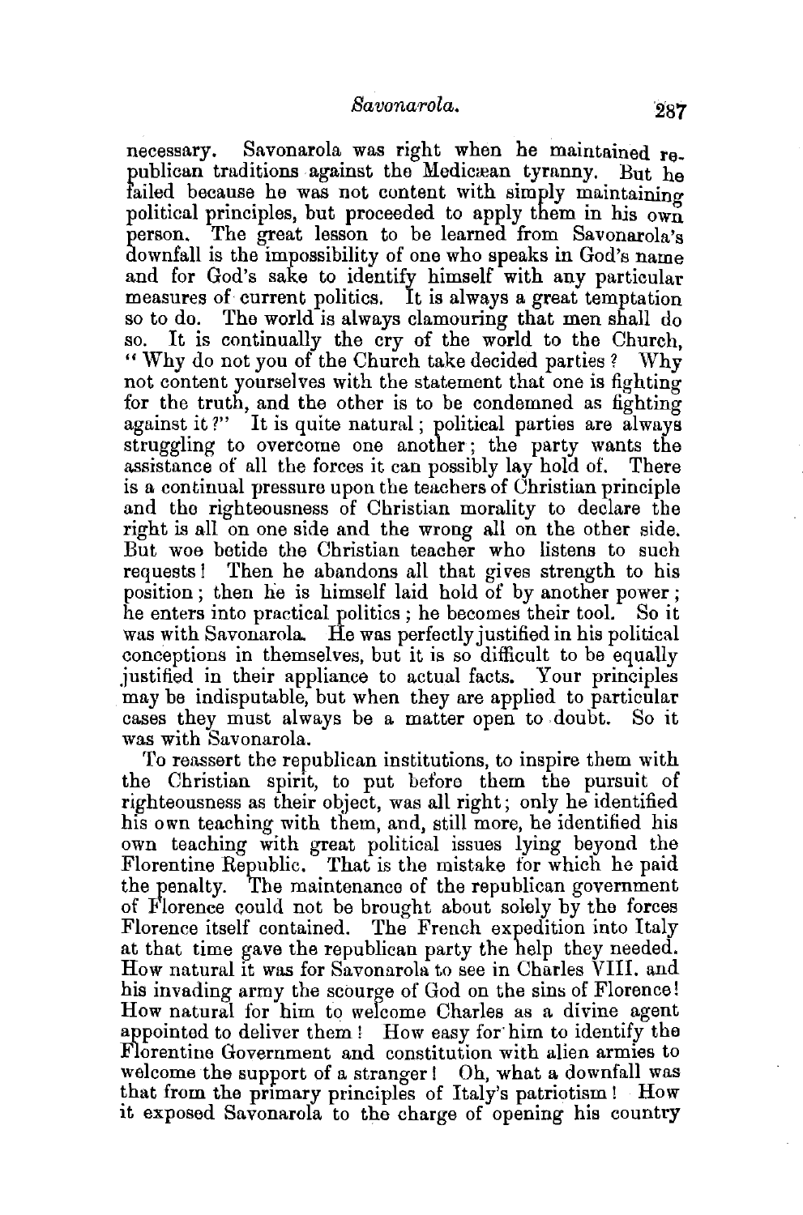necessary. Savonarola was right when he maintained republican traditions against the Medicæan tyranny. But he failed because he was not content with simply maintaining political principles, but proceeded to apply them in his own person. The great lesson to be learned from Savonarola's downfall is the impossibility of one who speaks in God's name and for God's sake to identify himself with any particular measures of current politics. It is always a great temptation so to do. The world is always clamouring that men shall do so. It is continually the cry of the world to the Church, "Why do not you of the Church take decided parties? Why not content yourselves with the statement that one is fighting for the truth, and the other is to be condemned as fighting against it?" It is quite natural; political parties are always struggling to overcome one another; the party wants the assistance of all the forces it can possibly lay hold of. There is a continual pressure upon the teachers of Christian principle and the righteousness of Christian morality to declare the right is all on one side and the wrong all on the other side. But woe betide the Christian teacher who listens to such requests! Then he abandons all that gives strength to his position; then he is himself laid hold of by another power; he enters into practical politics; he becomes their tool. So it was with Savonarola. He was perfectly justified in his political conceptions in themselves, but it is so difficult to be equally justified in their appliance to actual facts. Your principles may be indisputable, but when they are applied to particular cases they must always be a matter open to doubt. So it was with Savonarola.

To reassert the republican institutions, to inspire them with the Christian spirit, to put before them the pursuit of righteousness as their object, was all right; only he identified his own teaching with them, and, still more, he identified his own teaching with great political issues lying beyond the Florentine Republic. That is the mistake for which he paid the penalty. The maintenance of the republican government of Florence could not be brought about solely by the forces Florence itself contained. The French expedition into Italy at that time gave the republican party the help they needed. How natural it was for Savonarola to see in Charles VIII. and his invading army the scourge of God on the sins of Florence! How natural for him to welcome Charles as a divine agent appointed to deliver them! How easy for him to identify the Florentine Government and constitution with alien armies to welcome the support of a stranger! Oh, what a downfall was that from the primary principles of Italy's patriotism! How it exposed Savonarola to the charge of opening his country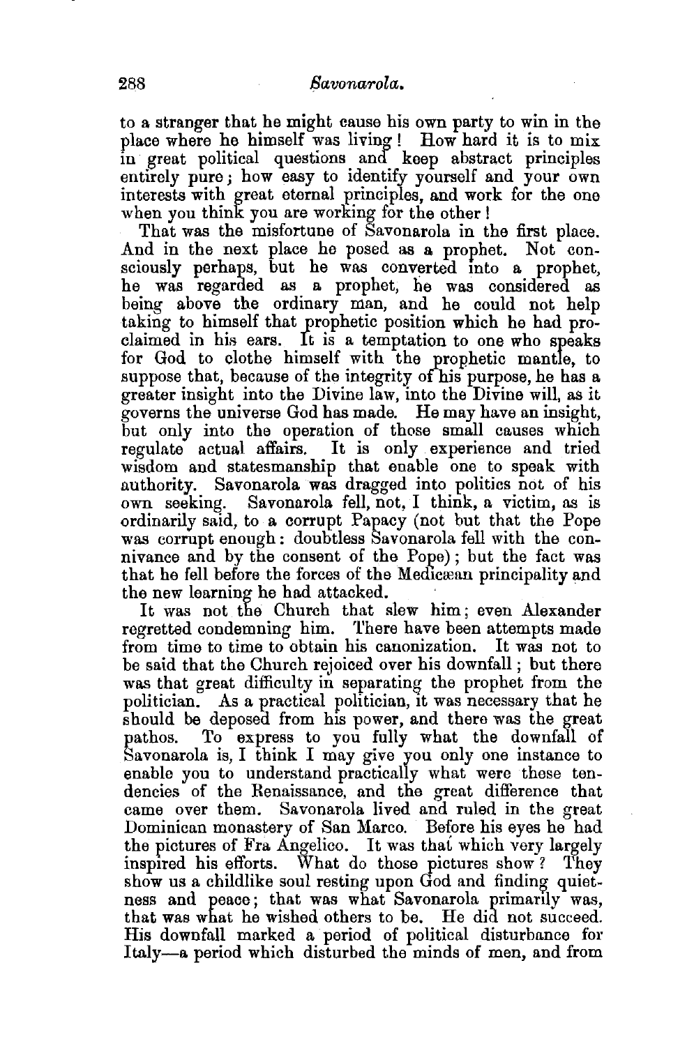to a stranger that he might cause his own party to win in the place where he himself was living! How hard it is to mix in great political questions and keep abstract principles entirely pure; how easy to identify yourself and your own interests with great eternal principles, and work for the one when you think you are working for the other!

That was the misfortune of Savonarola in the first place. And in the next place he posed as a prophet. Not consciously perhaps, but he was converted into a prophet, he was regarded as a prophet, he was considered as being above the ordinary man, and he could not help taking to himself that prophetic position which he had proclaimed in his ears. It is a temptation to one who speaks for God to clothe himself with the prophetic mantle, to suppose that, because of the integrity of his purpose, he has a greater insight into the Divine law, into the Divine will, as it governs the universe God has made. He may have an insight, but only into the operation of those small causes which regulate actual affairs. It is only experience and tried wisdom and statesmanship that enable one to speak with authority. Savonarola was dragged into politics not of his own seeking. Savonarola fell, not, I think, a victim, as is ordinarily said, to a corrupt Papacy (not but that the Pope was corrupt enough: doubtless Savonarola fell with the connivance and by the consent of the Pope); but the fact was that he fell before the forces of the Medicæan principality and the new learning he had attacked.

It was not the Church that slew him; even Alexander regretted condemning him. There have been attempts made from time to time to obtain his canonization. It was not to be said that the Church rejoiced over his downfall; but there was that great difficulty in separating the prophet from the politician. As a practical politician, it was necessary that he should be deposed from his power, and there was the great pathos. To express to you fully what the downfall of Savonarola is, I think I may give you only one instance to enable you to understand practically what were these tendencies of the Renaissance, and the great difference that came over them. Savonarola lived and ruled in the great Dominican monastery of San Marco. Before his eyes he had the pictures of Fra Angelico. It was that which very largely inspired his efforts. What do those pictures show? They show us a childlike soul resting upon God and finding quietness and peace; that was what Savonarola primarily was, that was what he wished others to be. He did not succeed. His downfall marked a period of political disturbance for Italy—a period which disturbed the minds of men, and from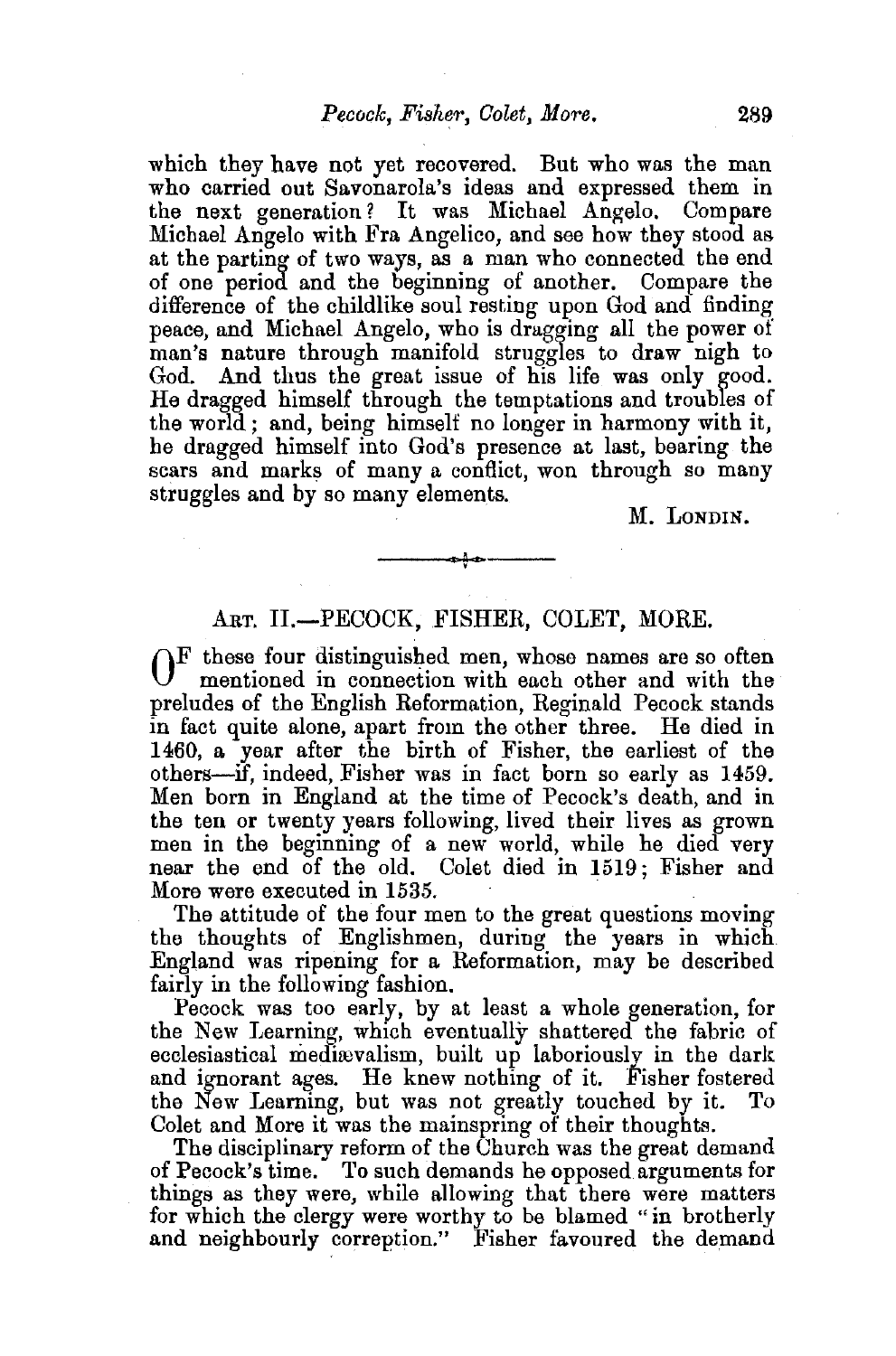which they have not yet recovered. But who was the man who carried out Savonarola's ideas and expressed them in the next generation? It was Michael Angelo. Compare Michael Angelo with Fra Angelico, and see how they stood as at the parting of two ways, as a man who connected the end of one period and the beginning of another. Compare the difference of the childlike soul resting upon God and finding peace, and Michael Angelo, who is dragging all the power of man's nature through manifold struggles to draw nigh to God. And thus the great issue of his life was only good. He dragged himself through the temptations and troubles of the world; and, being himself no longer in harmony with it, he dragged himself into God's presence at last, bearing the scars and marks of many a conflict, won through so many struggles and by so many elements.

M. LONDIN.

---

## ART. II.—PECOCK, FISHER, COLET, MORE.

OF these four distinguished men, whose names are so often mentioned in connection with each other and with the preludes of the English Reformation, Reginald Pecock stands in fact quite alone, apart from the other three. He died in 1460, a year after the birth of Fisher, the earliest of the others—if, indeed, Fisher was in fact born so early as 1459. Men born in England at the time of Pecock's death, and in the ten or twenty years following, lived their lives as grown men in the beginning of a new world, while he died very near the end of the old. Colet died in 1519; Fisher and More were executed in 1535.

The attitude of the four men to the great questions moving the thoughts of Englishmen, during the years in which England was ripening for a Reformation, may be described fairly in the following fashion.

Pecock was too early, by at least a whole generation, for the New Learning, which eventually shattered the fabric of ecclesiastical mediævalism, built up laboriously in the dark and ignorant ages. He knew nothing of it. Fisher fostered the New Learning, but was not greatly touched by it. To Colet and More it was the mainspring of their thoughts.

The disciplinary reform of the Church was the great demand of Pecock's time. To such demands he opposed arguments for things as they were, while allowing that there were matters for which the clergy were worthy to be blamed "in brotherly and neighbourly correption." Fisher favoured the demand